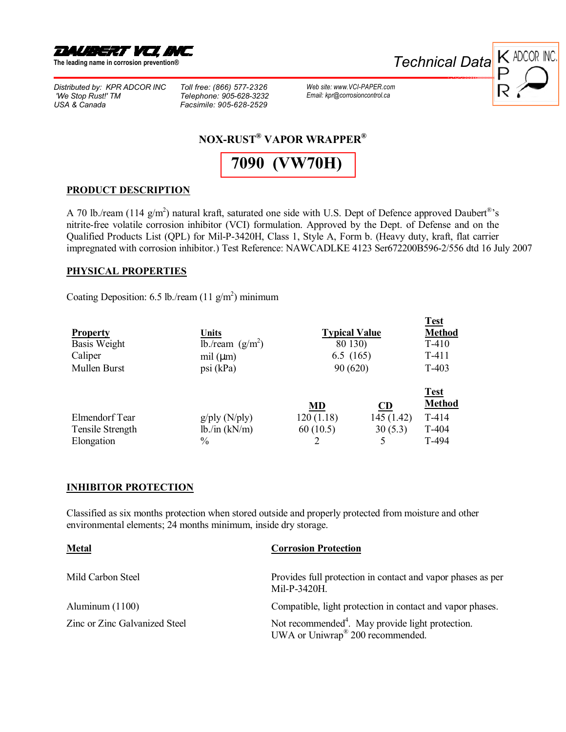**DAUBERT VCI, INC.**
The leading name in corrosion prevention®

Technical Data

KPR ADCOR INC.

*Distributed by: KPR ADCOR INC*
*'We Stop Rust!' TM*
*USA & Canada*

*Toll free: (866) 577-2326*
*Telephone: 905-628-3232*
*Facsimile: 905-628-2529*

*Web site: www.VCI-PAPER.com*
*Email: kpr@corrosioncontrol.ca*

## NOX-RUST® VAPOR WRAPPER®

# 7090 (VW70H)

### PRODUCT DESCRIPTION

A 70 lb./ream (114 g/m$^2$) natural kraft, saturated one side with U.S. Dept of Defence approved Daubert®'s nitrite-free volatile corrosion inhibitor (VCI) formulation. Approved by the Dept. of Defense and on the Qualified Products List (QPL) for Mil-P-3420H, Class 1, Style A, Form b. (Heavy duty, kraft, flat carrier impregnated with corrosion inhibitor.) Test Reference: NAWCADLKE 4123 Ser672200B596-2/556 dtd 16 July 2007

### PHYSICAL PROPERTIES

Coating Deposition: 6.5 lb./ream (11 g/m$^2$) minimum

| Property | Units | Typical Value | Test Method |
|---|---|---|---|
| Basis Weight | lb./ream (g/m$^2$) | 80 130) | T-410 |
| Caliper | mil (µm) | 6.5 (165) | T-411 |
| Mullen Burst | psi (kPa) | 90 (620) | T-403 |

| | | MD | CD | Test Method |
|---|---|---|---|---|
| Elmendorf Tear | g/ply (N/ply) | 120 (1.18) | 145 (1.42) | T-414 |
| Tensile Strength | lb./in (kN/m) | 60 (10.5) | 30 (5.3) | T-404 |
| Elongation | % | 2 | 5 | T-494 |

### INHIBITOR PROTECTION

Classified as six months protection when stored outside and properly protected from moisture and other environmental elements; 24 months minimum, inside dry storage.

| Metal | Corrosion Protection |
|---|---|
| Mild Carbon Steel | Provides full protection in contact and vapor phases as per Mil-P-3420H. |
| Aluminum (1100) | Compatible, light protection in contact and vapor phases. |
| Zinc or Zinc Galvanized Steel | Not recommended[4]. May provide light protection. UWA or Uniwrap® 200 recommended. |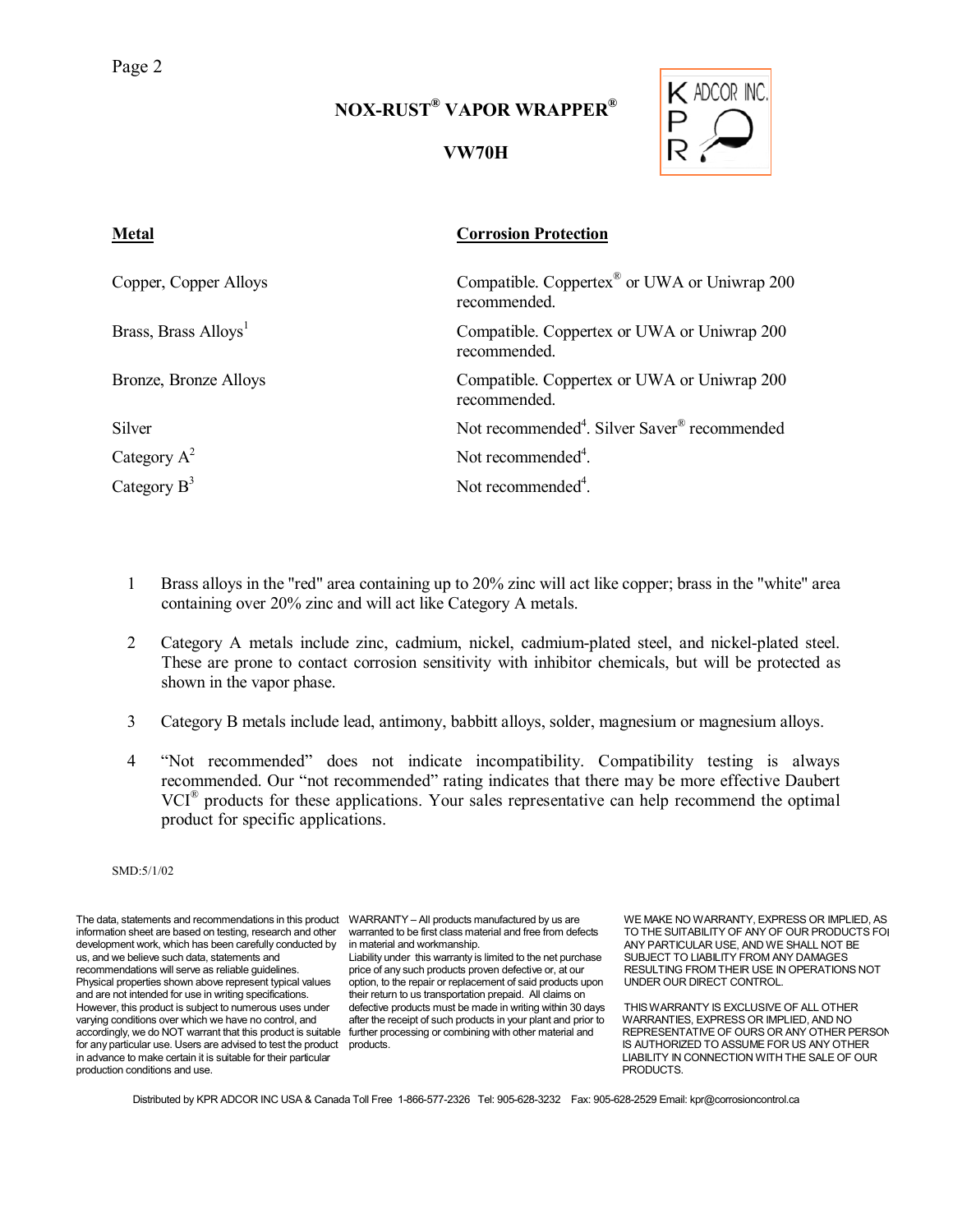## NOX-RUST® VAPOR WRAPPER®

## VW70H

KADCOR INC. KPR

| **Metal** | **Corrosion Protection** |
|---|---|
| Copper, Copper Alloys | Compatible. Coppertex® or UWA or Uniwrap 200 recommended. |
| Brass, Brass Alloys[1] | Compatible. Coppertex or UWA or Uniwrap 200 recommended. |
| Bronze, Bronze Alloys | Compatible. Coppertex or UWA or Uniwrap 200 recommended. |
| Silver | Not recommended[4]. Silver Saver® recommended |
| Category A[2] | Not recommended[4]. |
| Category B[3] | Not recommended[4]. |

1. Brass alloys in the "red" area containing up to 20% zinc will act like copper; brass in the "white" area containing over 20% zinc and will act like Category A metals.

2. Category A metals include zinc, cadmium, nickel, cadmium-plated steel, and nickel-plated steel. These are prone to contact corrosion sensitivity with inhibitor chemicals, but will be protected as shown in the vapor phase.

3. Category B metals include lead, antimony, babbitt alloys, solder, magnesium or magnesium alloys.

4. "Not recommended" does not indicate incompatibility. Compatibility testing is always recommended. Our "not recommended" rating indicates that there may be more effective Daubert VCI® products for these applications. Your sales representative can help recommend the optimal product for specific applications.

SMD:5/1/02

The data, statements and recommendations in this product information sheet are based on testing, research and other development work, which has been carefully conducted by us, and we believe such data, statements and recommendations will serve as reliable guidelines. Physical properties shown above represent typical values and are not intended for use in writing specifications. However, this product is subject to numerous uses under varying conditions over which we have no control, and accordingly, we do NOT warrant that this product is suitable for any particular use. Users are advised to test the product in advance to make certain it is suitable for their particular production conditions and use.

WARRANTY – All products manufactured by us are warranted to be first class material and free from defects in material and workmanship.
Liability under this warranty is limited to the net purchase price of any such products proven defective or, at our option, to the repair or replacement of said products upon their return to us transportation prepaid. All claims on defective products must be made in writing within 30 days after the receipt of such products in your plant and prior to further processing or combining with other material and products.

WE MAKE NO WARRANTY, EXPRESS OR IMPLIED, AS TO THE SUITABILITY OF ANY OF OUR PRODUCTS FOR ANY PARTICULAR USE, AND WE SHALL NOT BE SUBJECT TO LIABILITY FROM ANY DAMAGES RESULTING FROM THEIR USE IN OPERATIONS NOT UNDER OUR DIRECT CONTROL.

THIS WARRANTY IS EXCLUSIVE OF ALL OTHER WARRANTIES, EXPRESS OR IMPLIED, AND NO REPRESENTATIVE OF OURS OR ANY OTHER PERSON IS AUTHORIZED TO ASSUME FOR US ANY OTHER LIABILITY IN CONNECTION WITH THE SALE OF OUR PRODUCTS.

Distributed by KPR ADCOR INC USA & Canada Toll Free 1-866-577-2326 Tel: 905-628-3232 Fax: 905-628-2529 Email: kpr@corrosioncontrol.ca